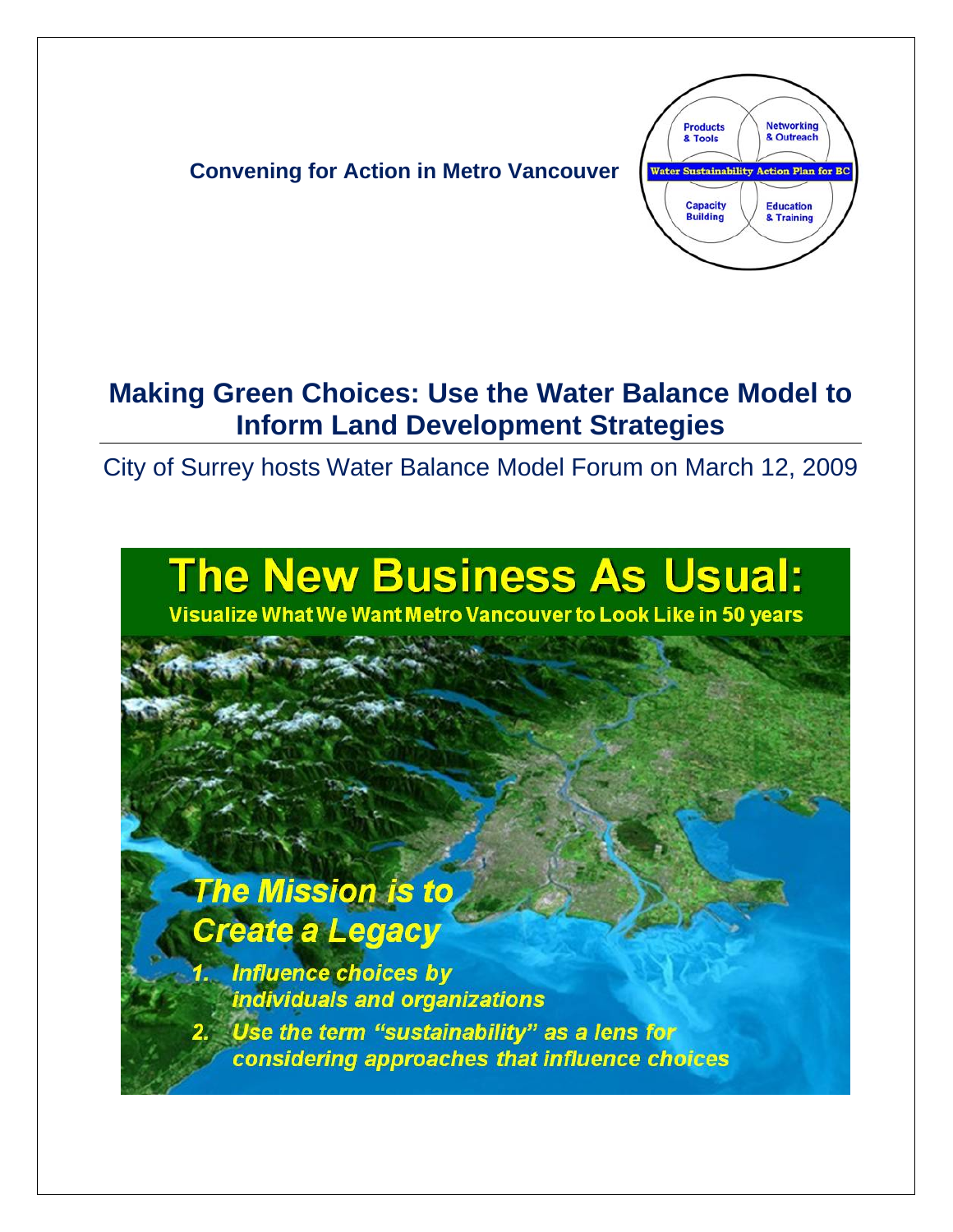**Convening for Action in Metro Vancouver**

Products & Tools | Networking & Outreach | Water Sustainability Action Plan for BC | Capacity Building | Education & Training

# Making Green Choices: Use the Water Balance Model to Inform Land Development Strategies

City of Surrey hosts Water Balance Model Forum on March 12, 2009

## The New Business As Usual:

**Visualize What We Want Metro Vancouver to Look Like in 50 years**

***The Mission is to Create a Legacy***

1. *Influence choices by individuals and organizations*
2. *Use the term "sustainability" as a lens for considering approaches that influence choices*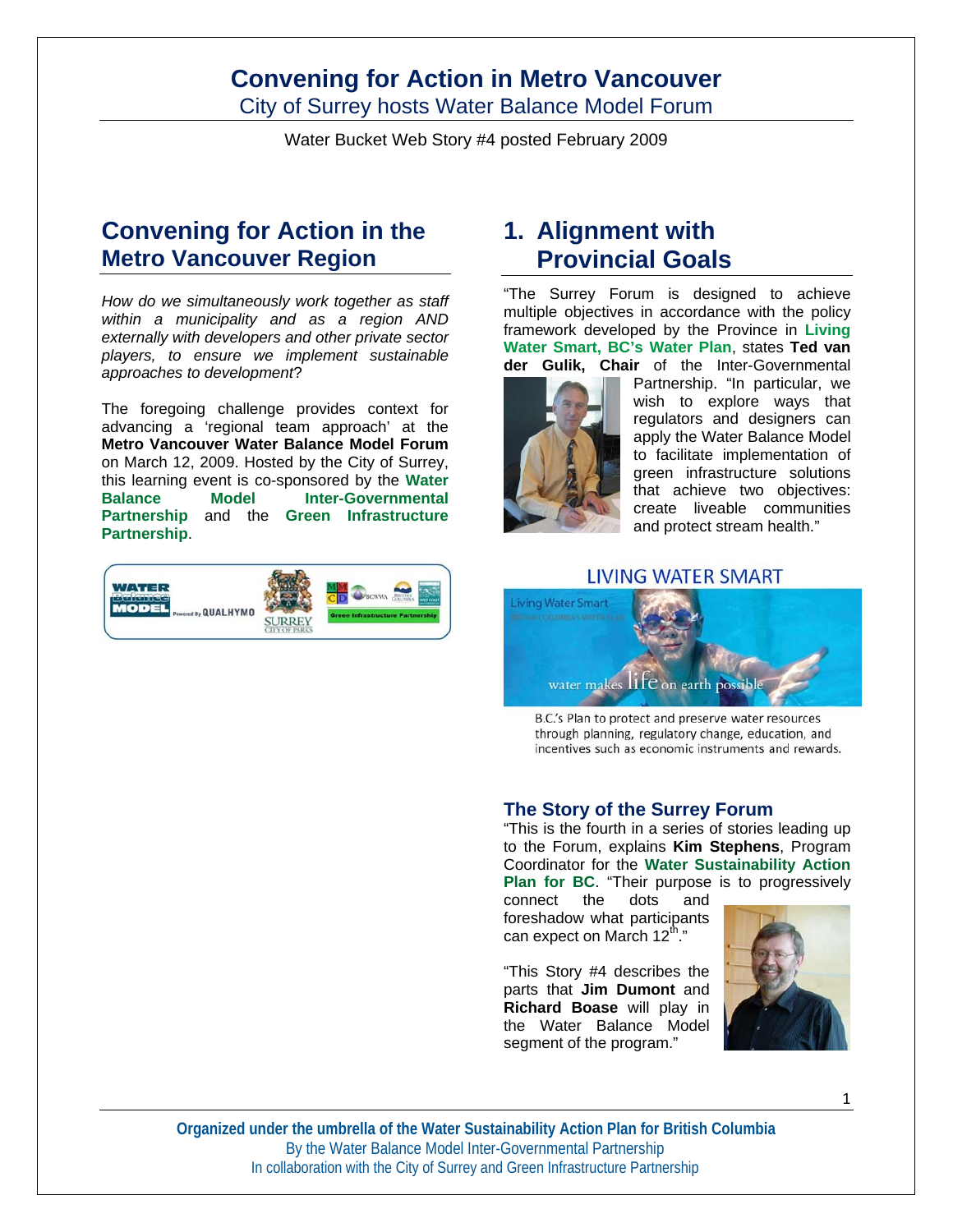# Convening for Action in Metro Vancouver

City of Surrey hosts Water Balance Model Forum

Water Bucket Web Story #4 posted February 2009

## Convening for Action in the Metro Vancouver Region

*How do we simultaneously work together as staff within a municipality and as a region AND externally with developers and other private sector players, to ensure we implement sustainable approaches to development*?

The foregoing challenge provides context for advancing a 'regional team approach' at the **Metro Vancouver Water Balance Model Forum** on March 12, 2009. Hosted by the City of Surrey, this learning event is co-sponsored by the **Water Balance Model Inter-Governmental Partnership** and the **Green Infrastructure Partnership**.

## 1. Alignment with Provincial Goals

"The Surrey Forum is designed to achieve multiple objectives in accordance with the policy framework developed by the Province in **Living Water Smart, BC's Water Plan**, states **Ted van der Gulik, Chair** of the Inter-Governmental Partnership. "In particular, we wish to explore ways that regulators and designers can apply the Water Balance Model to facilitate implementation of green infrastructure solutions that achieve two objectives: create liveable communities and protect stream health."

LIVING WATER SMART

B.C.'s Plan to protect and preserve water resources through planning, regulatory change, education, and incentives such as economic instruments and rewards.

### The Story of the Surrey Forum

"This is the fourth in a series of stories leading up to the Forum, explains **Kim Stephens**, Program Coordinator for the **Water Sustainability Action Plan for BC**. "Their purpose is to progressively connect the dots and foreshadow what participants can expect on March 12th."

"This Story #4 describes the parts that **Jim Dumont** and **Richard Boase** will play in the Water Balance Model segment of the program."

**Organized under the umbrella of the Water Sustainability Action Plan for British Columbia**
By the Water Balance Model Inter-Governmental Partnership
In collaboration with the City of Surrey and Green Infrastructure Partnership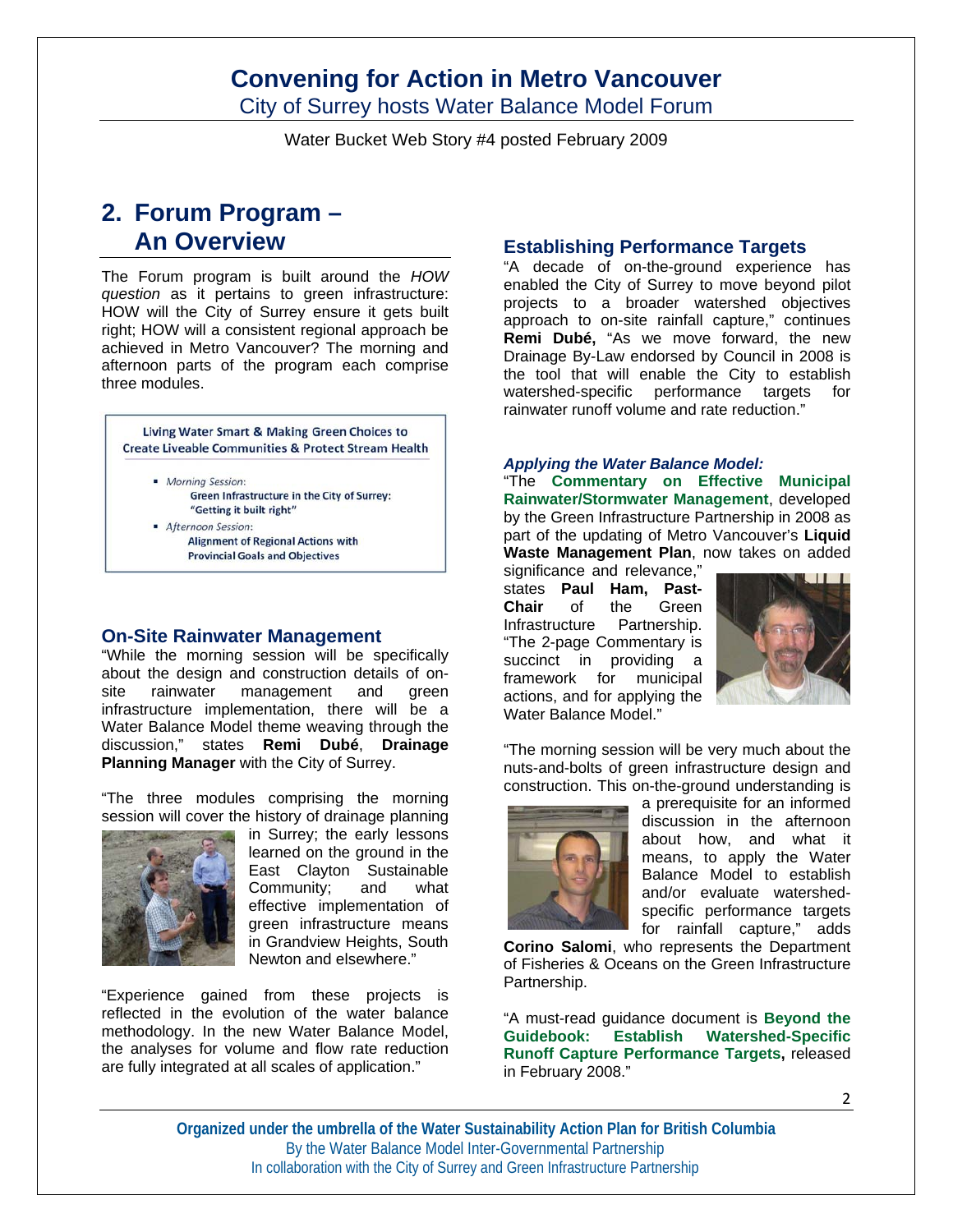# Convening for Action in Metro Vancouver

City of Surrey hosts Water Balance Model Forum

Water Bucket Web Story #4 posted February 2009

## 2. Forum Program – An Overview

The Forum program is built around the *HOW question* as it pertains to green infrastructure: HOW will the City of Surrey ensure it gets built right; HOW will a consistent regional approach be achieved in Metro Vancouver? The morning and afternoon parts of the program each comprise three modules.

> Living Water Smart & Making Green Choices to Create Liveable Communities & Protect Stream Health
>
> - *Morning Session*:
>   Green Infrastructure in the City of Surrey: "Getting it built right"
> - *Afternoon Session*:
>   Alignment of Regional Actions with Provincial Goals and Objectives

### On-Site Rainwater Management

"While the morning session will be specifically about the design and construction details of on-site rainwater management and green infrastructure implementation, there will be a Water Balance Model theme weaving through the discussion," states **Remi Dubé**, **Drainage Planning Manager** with the City of Surrey.

"The three modules comprising the morning session will cover the history of drainage planning in Surrey; the early lessons learned on the ground in the East Clayton Sustainable Community; and what effective implementation of green infrastructure means in Grandview Heights, South Newton and elsewhere."

"Experience gained from these projects is reflected in the evolution of the water balance methodology. In the new Water Balance Model, the analyses for volume and flow rate reduction are fully integrated at all scales of application."

### Establishing Performance Targets

"A decade of on-the-ground experience has enabled the City of Surrey to move beyond pilot projects to a broader watershed objectives approach to on-site rainfall capture," continues **Remi Dubé,** "As we move forward, the new Drainage By-Law endorsed by Council in 2008 is the tool that will enable the City to establish watershed-specific performance targets for rainwater runoff volume and rate reduction."

#### *Applying the Water Balance Model:*

"The **Commentary on Effective Municipal Rainwater/Stormwater Management**, developed by the Green Infrastructure Partnership in 2008 as part of the updating of Metro Vancouver's **Liquid Waste Management Plan**, now takes on added significance and relevance," states **Paul Ham, Past-Chair** of the Green Infrastructure Partnership. "The 2-page Commentary is succinct in providing a framework for municipal actions, and for applying the Water Balance Model."

"The morning session will be very much about the nuts-and-bolts of green infrastructure design and construction. This on-the-ground understanding is a prerequisite for an informed discussion in the afternoon about how, and what it means, to apply the Water Balance Model to establish and/or evaluate watershed-specific performance targets for rainfall capture," adds **Corino Salomi**, who represents the Department of Fisheries & Oceans on the Green Infrastructure Partnership.

"A must-read guidance document is **Beyond the Guidebook: Establish Watershed-Specific Runoff Capture Performance Targets,** released in February 2008."

**Organized under the umbrella of the Water Sustainability Action Plan for British Columbia**
By the Water Balance Model Inter-Governmental Partnership
In collaboration with the City of Surrey and Green Infrastructure Partnership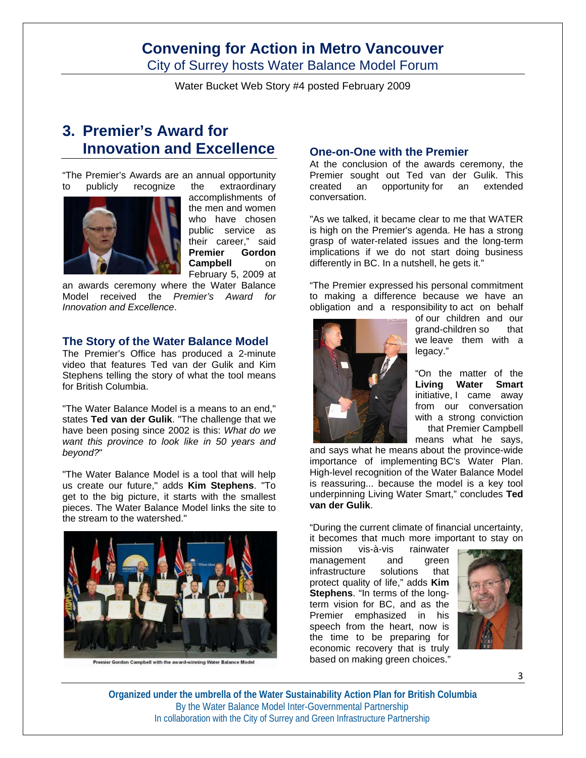# Convening for Action in Metro Vancouver

City of Surrey hosts Water Balance Model Forum

Water Bucket Web Story #4 posted February 2009

## 3. Premier's Award for Innovation and Excellence

"The Premier's Awards are an annual opportunity to publicly recognize the extraordinary accomplishments of the men and women who have chosen public service as their career," said **Premier Gordon Campbell** on February 5, 2009 at an awards ceremony where the Water Balance Model received the *Premier's Award for Innovation and Excellence*.

### The Story of the Water Balance Model

The Premier's Office has produced a 2-minute video that features Ted van der Gulik and Kim Stephens telling the story of what the tool means for British Columbia.

"The Water Balance Model is a means to an end," states **Ted van der Gulik**. "The challenge that we have been posing since 2002 is this: *What do we want this province to look like in 50 years and beyond?*"

"The Water Balance Model is a tool that will help us create our future," adds **Kim Stephens**. "To get to the big picture, it starts with the smallest pieces. The Water Balance Model links the site to the stream to the watershed."

Premier Gordon Campbell with the award-winning Water Balance Model

### One-on-One with the Premier

At the conclusion of the awards ceremony, the Premier sought out Ted van der Gulik. This created an opportunity for an extended conversation.

"As we talked, it became clear to me that WATER is high on the Premier's agenda. He has a strong grasp of water-related issues and the long-term implications if we do not start doing business differently in BC. In a nutshell, he gets it."

"The Premier expressed his personal commitment to making a difference because we have an obligation and a responsibility to act on behalf of our children and our grand-children so that we leave them with a legacy."

"On the matter of the **Living Water Smart** initiative, I came away from our conversation with a strong conviction that Premier Campbell means what he says, and says what he means about the province-wide importance of implementing BC's Water Plan. High-level recognition of the Water Balance Model is reassuring... because the model is a key tool underpinning Living Water Smart," concludes **Ted van der Gulik**.

"During the current climate of financial uncertainty, it becomes that much more important to stay on mission vis-à-vis rainwater management and green infrastructure solutions that protect quality of life," adds **Kim Stephens**. "In terms of the long-term vision for BC, and as the Premier emphasized in his speech from the heart, now is the time to be preparing for economic recovery that is truly based on making green choices."

**Organized under the umbrella of the Water Sustainability Action Plan for British Columbia**
By the Water Balance Model Inter-Governmental Partnership
In collaboration with the City of Surrey and Green Infrastructure Partnership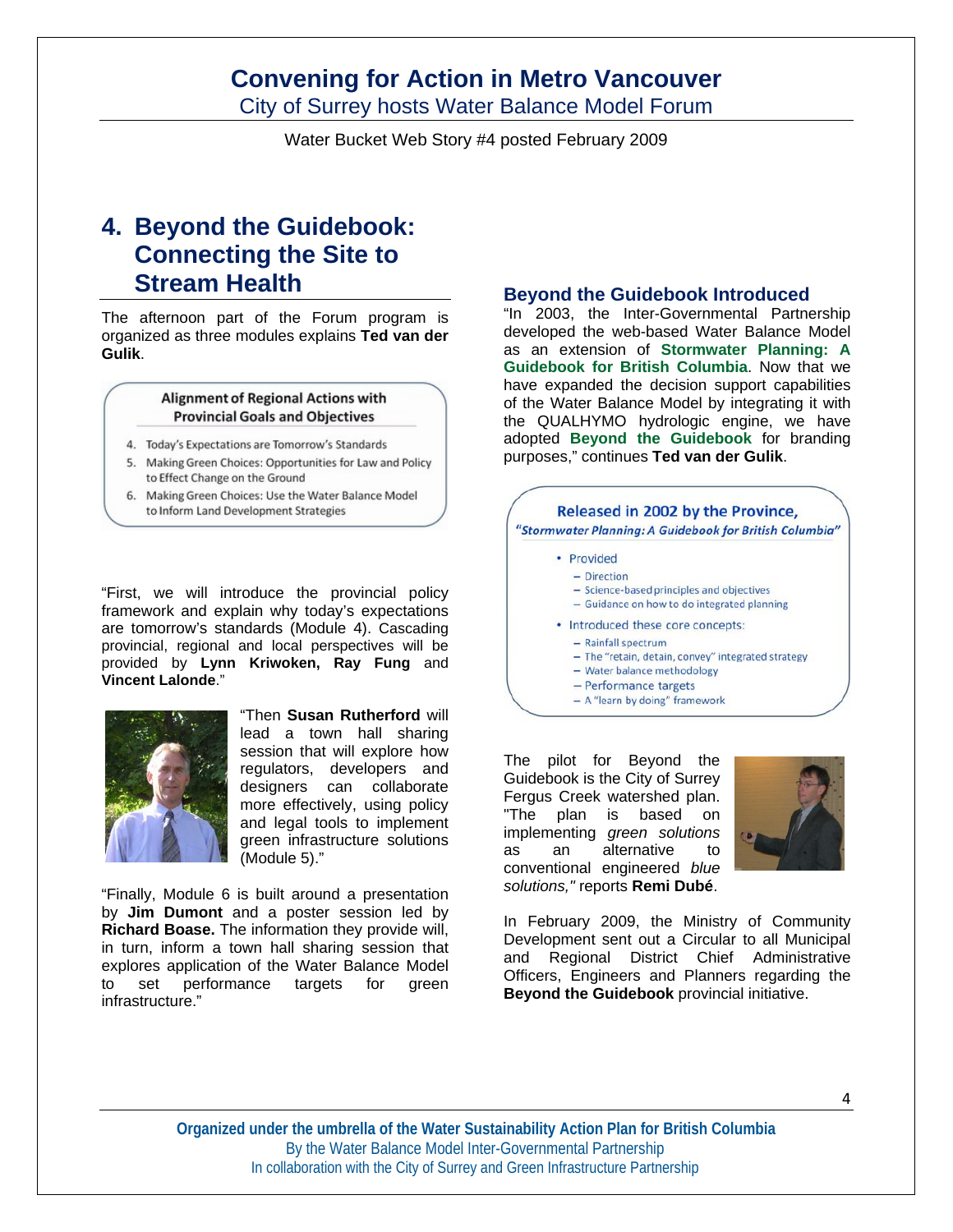# Convening for Action in Metro Vancouver

## City of Surrey hosts Water Balance Model Forum

Water Bucket Web Story #4 posted February 2009

## 4. Beyond the Guidebook: Connecting the Site to Stream Health

The afternoon part of the Forum program is organized as three modules explains **Ted van der Gulik**.

**Alignment of Regional Actions with Provincial Goals and Objectives**

4. Today's Expectations are Tomorrow's Standards
5. Making Green Choices: Opportunities for Law and Policy to Effect Change on the Ground
6. Making Green Choices: Use the Water Balance Model to Inform Land Development Strategies

"First, we will introduce the provincial policy framework and explain why today's expectations are tomorrow's standards (Module 4). Cascading provincial, regional and local perspectives will be provided by **Lynn Kriwoken, Ray Fung** and **Vincent Lalonde**."

"Then **Susan Rutherford** will lead a town hall sharing session that will explore how regulators, developers and designers can collaborate more effectively, using policy and legal tools to implement green infrastructure solutions (Module 5)."

"Finally, Module 6 is built around a presentation by **Jim Dumont** and a poster session led by **Richard Boase.** The information they provide will, in turn, inform a town hall sharing session that explores application of the Water Balance Model to set performance targets for green infrastructure."

### Beyond the Guidebook Introduced

"In 2003, the Inter-Governmental Partnership developed the web-based Water Balance Model as an extension of **Stormwater Planning: A Guidebook for British Columbia**. Now that we have expanded the decision support capabilities of the Water Balance Model by integrating it with the QUALHYMO hydrologic engine, we have adopted **Beyond the Guidebook** for branding purposes," continues **Ted van der Gulik**.

**Released in 2002 by the Province, *"Stormwater Planning: A Guidebook for British Columbia"***

- Provided
  - Direction
  - Science-based principles and objectives
  - Guidance on how to do integrated planning
- Introduced these core concepts:
  - Rainfall spectrum
  - The "retain, detain, convey" integrated strategy
  - Water balance methodology
  - Performance targets
  - A "learn by doing" framework

The pilot for Beyond the Guidebook is the City of Surrey Fergus Creek watershed plan. "The plan is based on implementing *green solutions* as an alternative to conventional engineered *blue solutions,"* reports **Remi Dubé**.

In February 2009, the Ministry of Community Development sent out a Circular to all Municipal and Regional District Chief Administrative Officers, Engineers and Planners regarding the **Beyond the Guidebook** provincial initiative.

**Organized under the umbrella of the Water Sustainability Action Plan for British Columbia**
By the Water Balance Model Inter-Governmental Partnership
In collaboration with the City of Surrey and Green Infrastructure Partnership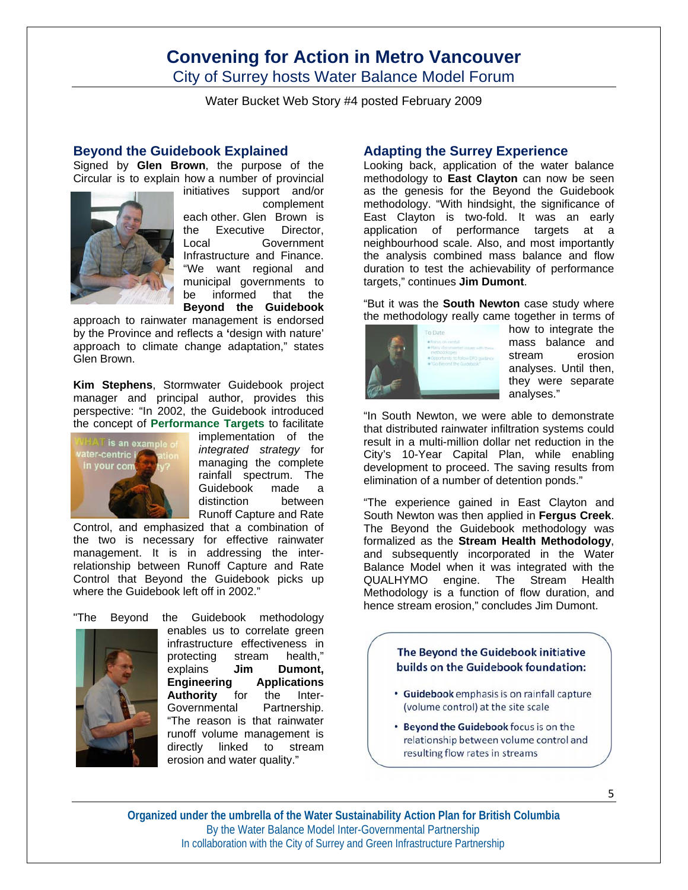# Convening for Action in Metro Vancouver

## City of Surrey hosts Water Balance Model Forum

Water Bucket Web Story #4 posted February 2009

### Beyond the Guidebook Explained

Signed by **Glen Brown**, the purpose of the Circular is to explain how a number of provincial initiatives support and/or complement each other. Glen Brown is the Executive Director, Local Government Infrastructure and Finance. "We want regional and municipal governments to be informed that the **Beyond the Guidebook** approach to rainwater management is endorsed by the Province and reflects a 'design with nature' approach to climate change adaptation," states Glen Brown.

**Kim Stephens**, Stormwater Guidebook project manager and principal author, provides this perspective: "In 2002, the Guidebook introduced the concept of **Performance Targets** to facilitate implementation of the *integrated strategy* for managing the complete rainfall spectrum. The Guidebook made a distinction between Runoff Capture and Rate Control, and emphasized that a combination of the two is necessary for effective rainwater management. It is in addressing the inter-relationship between Runoff Capture and Rate Control that Beyond the Guidebook picks up where the Guidebook left off in 2002."

"The Beyond the Guidebook methodology enables us to correlate green infrastructure effectiveness in protecting stream health," explains **Jim Dumont, Engineering Applications Authority** for the Inter-Governmental Partnership. "The reason is that rainwater runoff volume management is directly linked to stream erosion and water quality."

### Adapting the Surrey Experience

Looking back, application of the water balance methodology to **East Clayton** can now be seen as the genesis for the Beyond the Guidebook methodology. "With hindsight, the significance of East Clayton is two-fold. It was an early application of performance targets at a neighbourhood scale. Also, and most importantly the analysis combined mass balance and flow duration to test the achievability of performance targets," continues **Jim Dumont**.

"But it was the **South Newton** case study where the methodology really came together in terms of how to integrate the mass balance and stream erosion analyses. Until then, they were separate analyses."

"In South Newton, we were able to demonstrate that distributed rainwater infiltration systems could result in a multi-million dollar net reduction in the City's 10-Year Capital Plan, while enabling development to proceed. The saving results from elimination of a number of detention ponds."

"The experience gained in East Clayton and South Newton was then applied in **Fergus Creek**. The Beyond the Guidebook methodology was formalized as the **Stream Health Methodology**, and subsequently incorporated in the Water Balance Model when it was integrated with the QUALHYMO engine. The Stream Health Methodology is a function of flow duration, and hence stream erosion," concludes Jim Dumont.

**The Beyond the Guidebook initiative builds on the Guidebook foundation:**

- **Guidebook** emphasis is on rainfall capture (volume control) at the site scale
- **Beyond the Guidebook** focus is on the relationship between volume control and resulting flow rates in streams

Organized under the umbrella of the Water Sustainability Action Plan for British Columbia
By the Water Balance Model Inter-Governmental Partnership
In collaboration with the City of Surrey and Green Infrastructure Partnership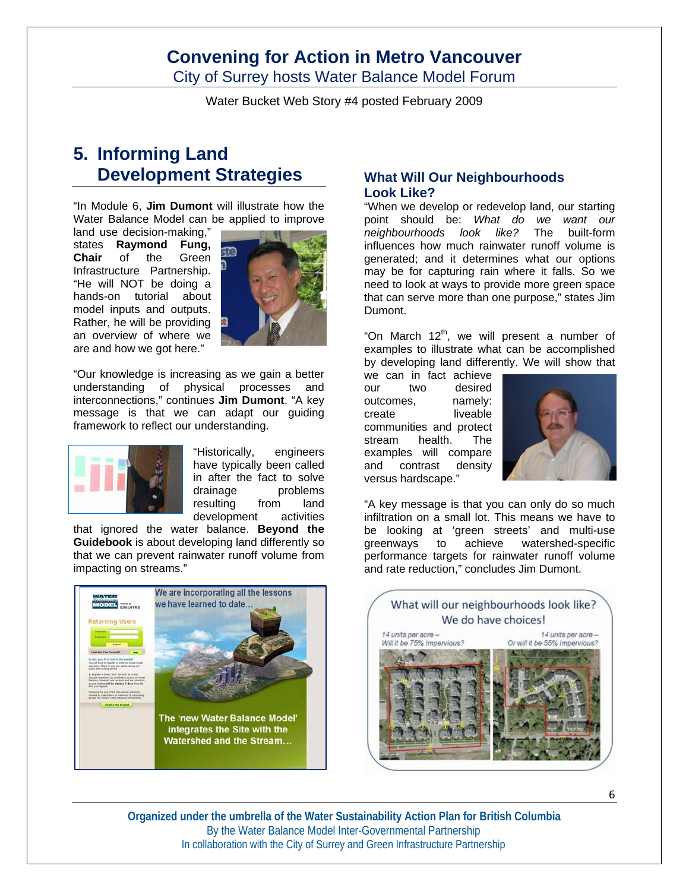# Convening for Action in Metro Vancouver

City of Surrey hosts Water Balance Model Forum

Water Bucket Web Story #4 posted February 2009

## 5. Informing Land Development Strategies

"In Module 6, **Jim Dumont** will illustrate how the Water Balance Model can be applied to improve land use decision-making," states **Raymond Fung, Chair** of the Green Infrastructure Partnership. "He will NOT be doing a hands-on tutorial about model inputs and outputs. Rather, he will be providing an overview of where we are and how we got here."

"Our knowledge is increasing as we gain a better understanding of physical processes and interconnections," continues **Jim Dumont**. "A key message is that we can adapt our guiding framework to reflect our understanding.

"Historically, engineers have typically been called in after the fact to solve drainage problems resulting from land development activities that ignored the water balance. **Beyond the Guidebook** is about developing land differently so that we can prevent rainwater runoff volume from impacting on streams."

### What Will Our Neighbourhoods Look Like?

"When we develop or redevelop land, our starting point should be: *What do we want our neighbourhoods look like?* The built-form influences how much rainwater runoff volume is generated; and it determines what our options may be for capturing rain where it falls. So we need to look at ways to provide more green space that can serve more than one purpose," states Jim Dumont.

"On March 12th, we will present a number of examples to illustrate what can be accomplished by developing land differently. We will show that we can in fact achieve our two desired outcomes, namely: create liveable communities and protect stream health. The examples will compare and contrast density versus hardscape."

"A key message is that you can only do so much infiltration on a small lot. This means we have to be looking at 'green streets' and multi-use greenways to achieve watershed-specific performance targets for rainwater runoff volume and rate reduction," concludes Jim Dumont.

Organized under the umbrella of the Water Sustainability Action Plan for British Columbia
By the Water Balance Model Inter-Governmental Partnership
In collaboration with the City of Surrey and Green Infrastructure Partnership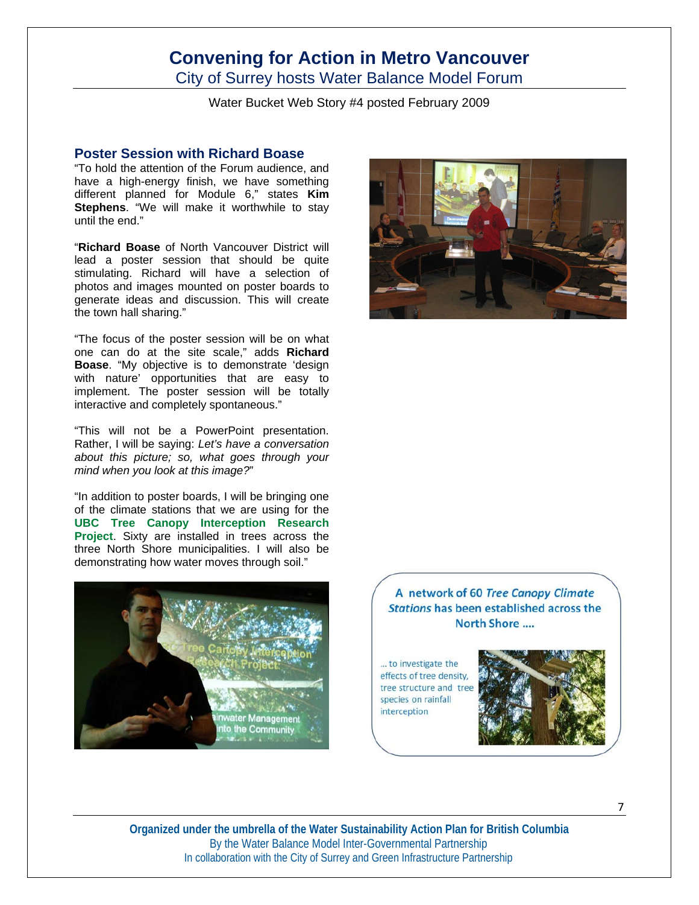# Convening for Action in Metro Vancouver

City of Surrey hosts Water Balance Model Forum

Water Bucket Web Story #4 posted February 2009

## Poster Session with Richard Boase

"To hold the attention of the Forum audience, and have a high-energy finish, we have something different planned for Module 6," states **Kim Stephens**. "We will make it worthwhile to stay until the end."

"**Richard Boase** of North Vancouver District will lead a poster session that should be quite stimulating. Richard will have a selection of photos and images mounted on poster boards to generate ideas and discussion. This will create the town hall sharing."

"The focus of the poster session will be on what one can do at the site scale," adds **Richard Boase**. "My objective is to demonstrate 'design with nature' opportunities that are easy to implement. The poster session will be totally interactive and completely spontaneous."

"This will not be a PowerPoint presentation. Rather, I will be saying: *Let's have a conversation about this picture; so, what goes through your mind when you look at this image?*"

"In addition to poster boards, I will be bringing one of the climate stations that we are using for the **UBC Tree Canopy Interception Research Project**. Sixty are installed in trees across the three North Shore municipalities. I will also be demonstrating how water moves through soil."

A network of 60 *Tree Canopy Climate Stations* has been established across the North Shore ....

... to investigate the effects of tree density, tree structure and tree species on rainfall interception

**Organized under the umbrella of the Water Sustainability Action Plan for British Columbia**
By the Water Balance Model Inter-Governmental Partnership
In collaboration with the City of Surrey and Green Infrastructure Partnership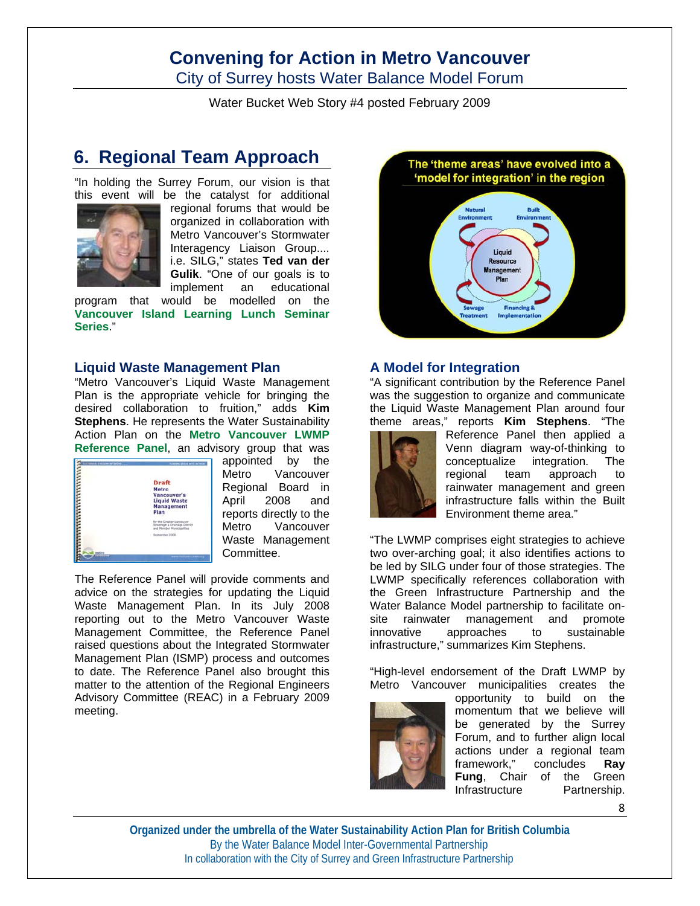# Convening for Action in Metro Vancouver

City of Surrey hosts Water Balance Model Forum

Water Bucket Web Story #4 posted February 2009

## 6. Regional Team Approach

"In holding the Surrey Forum, our vision is that this event will be the catalyst for additional regional forums that would be organized in collaboration with Metro Vancouver's Stormwater Interagency Liaison Group.... i.e. SILG," states **Ted van der Gulik**. "One of our goals is to implement an educational program that would be modelled on the **Vancouver Island Learning Lunch Seminar Series**."

### Liquid Waste Management Plan

"Metro Vancouver's Liquid Waste Management Plan is the appropriate vehicle for bringing the desired collaboration to fruition," adds **Kim Stephens**. He represents the Water Sustainability Action Plan on the **Metro Vancouver LWMP Reference Panel**, an advisory group that was appointed by the Metro Vancouver Regional Board in April 2008 and reports directly to the Metro Vancouver Waste Management Committee.

The Reference Panel will provide comments and advice on the strategies for updating the Liquid Waste Management Plan. In its July 2008 reporting out to the Metro Vancouver Waste Management Committee, the Reference Panel raised questions about the Integrated Stormwater Management Plan (ISMP) process and outcomes to date. The Reference Panel also brought this matter to the attention of the Regional Engineers Advisory Committee (REAC) in a February 2009 meeting.

### A Model for Integration

"A significant contribution by the Reference Panel was the suggestion to organize and communicate the Liquid Waste Management Plan around four theme areas," reports **Kim Stephens**. "The Reference Panel then applied a Venn diagram way-of-thinking to conceptualize integration. The regional team approach to rainwater management and green infrastructure falls within the Built Environment theme area."

"The LWMP comprises eight strategies to achieve two over-arching goal; it also identifies actions to be led by SILG under four of those strategies. The LWMP specifically references collaboration with the Green Infrastructure Partnership and the Water Balance Model partnership to facilitate on-site rainwater management and promote innovative approaches to sustainable infrastructure," summarizes Kim Stephens.

"High-level endorsement of the Draft LWMP by Metro Vancouver municipalities creates the opportunity to build on the momentum that we believe will be generated by the Surrey Forum, and to further align local actions under a regional team framework," concludes **Ray Fung**, Chair of the Green Infrastructure Partnership.

**Organized under the umbrella of the Water Sustainability Action Plan for British Columbia**
By the Water Balance Model Inter-Governmental Partnership
In collaboration with the City of Surrey and Green Infrastructure Partnership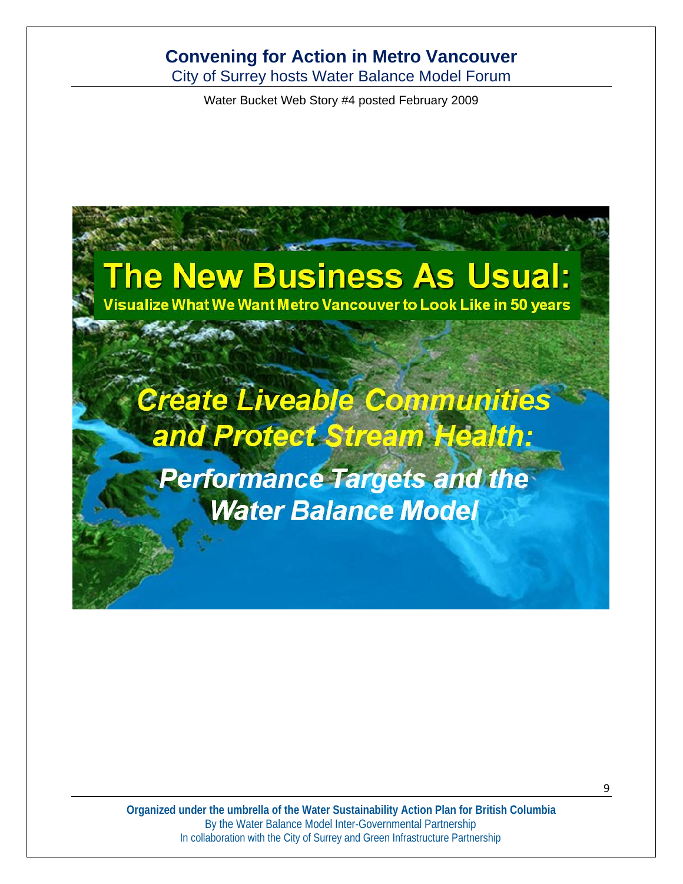# Convening for Action in Metro Vancouver

City of Surrey hosts Water Balance Model Forum

Water Bucket Web Story #4 posted February 2009

**The New Business As Usual:**

**Visualize What We Want Metro Vancouver to Look Like in 50 years**

***Create Liveable Communities and Protect Stream Health:***

***Performance Targets and the Water Balance Model***

**Organized under the umbrella of the Water Sustainability Action Plan for British Columbia**

By the Water Balance Model Inter-Governmental Partnership

In collaboration with the City of Surrey and Green Infrastructure Partnership